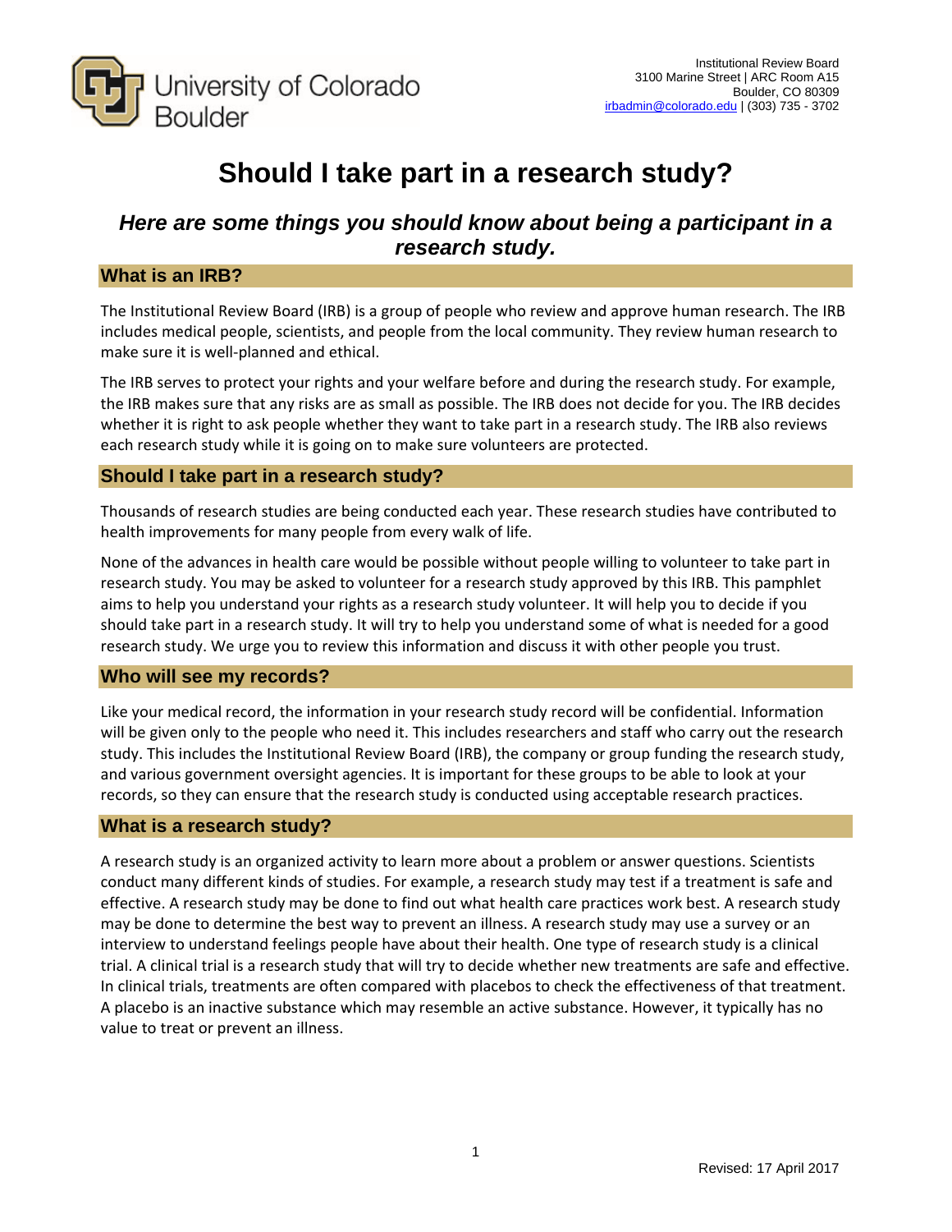University of Colorado Boulder

Institutional Review Board
3100 Marine Street | ARC Room A15
Boulder, CO 80309
irbadmin@colorado.edu | (303) 735 - 3702

# Should I take part in a research study?

## *Here are some things you should know about being a participant in a research study.*

### What is an IRB?

The Institutional Review Board (IRB) is a group of people who review and approve human research. The IRB includes medical people, scientists, and people from the local community. They review human research to make sure it is well-planned and ethical.

The IRB serves to protect your rights and your welfare before and during the research study. For example, the IRB makes sure that any risks are as small as possible. The IRB does not decide for you. The IRB decides whether it is right to ask people whether they want to take part in a research study. The IRB also reviews each research study while it is going on to make sure volunteers are protected.

### Should I take part in a research study?

Thousands of research studies are being conducted each year. These research studies have contributed to health improvements for many people from every walk of life.

None of the advances in health care would be possible without people willing to volunteer to take part in research study. You may be asked to volunteer for a research study approved by this IRB. This pamphlet aims to help you understand your rights as a research study volunteer. It will help you to decide if you should take part in a research study. It will try to help you understand some of what is needed for a good research study. We urge you to review this information and discuss it with other people you trust.

### Who will see my records?

Like your medical record, the information in your research study record will be confidential. Information will be given only to the people who need it. This includes researchers and staff who carry out the research study. This includes the Institutional Review Board (IRB), the company or group funding the research study, and various government oversight agencies. It is important for these groups to be able to look at your records, so they can ensure that the research study is conducted using acceptable research practices.

### What is a research study?

A research study is an organized activity to learn more about a problem or answer questions. Scientists conduct many different kinds of studies. For example, a research study may test if a treatment is safe and effective. A research study may be done to find out what health care practices work best. A research study may be done to determine the best way to prevent an illness. A research study may use a survey or an interview to understand feelings people have about their health. One type of research study is a clinical trial. A clinical trial is a research study that will try to decide whether new treatments are safe and effective. In clinical trials, treatments are often compared with placebos to check the effectiveness of that treatment. A placebo is an inactive substance which may resemble an active substance. However, it typically has no value to treat or prevent an illness.

Revised: 17 April 2017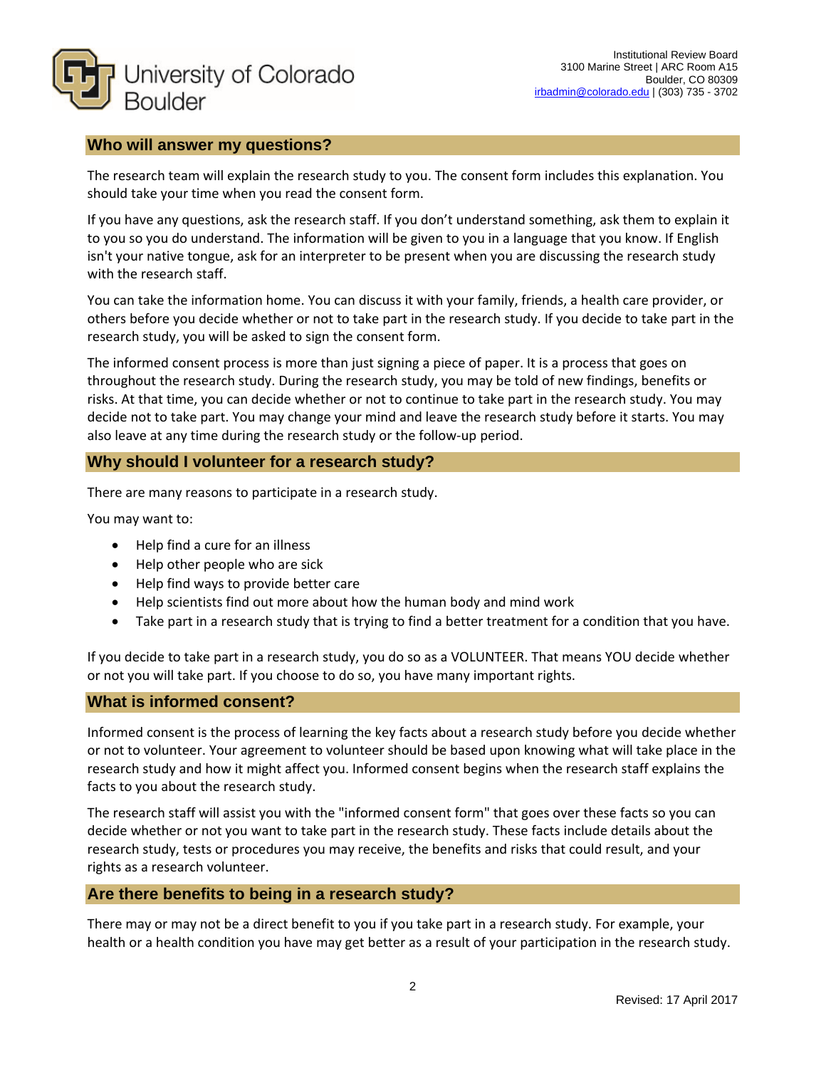## Who will answer my questions?

The research team will explain the research study to you. The consent form includes this explanation. You should take your time when you read the consent form.

If you have any questions, ask the research staff. If you don't understand something, ask them to explain it to you so you do understand. The information will be given to you in a language that you know. If English isn't your native tongue, ask for an interpreter to be present when you are discussing the research study with the research staff.

You can take the information home. You can discuss it with your family, friends, a health care provider, or others before you decide whether or not to take part in the research study. If you decide to take part in the research study, you will be asked to sign the consent form.

The informed consent process is more than just signing a piece of paper. It is a process that goes on throughout the research study. During the research study, you may be told of new findings, benefits or risks. At that time, you can decide whether or not to continue to take part in the research study. You may decide not to take part. You may change your mind and leave the research study before it starts. You may also leave at any time during the research study or the follow-up period.

## Why should I volunteer for a research study?

There are many reasons to participate in a research study.

You may want to:

- Help find a cure for an illness
- Help other people who are sick
- Help find ways to provide better care
- Help scientists find out more about how the human body and mind work
- Take part in a research study that is trying to find a better treatment for a condition that you have.

If you decide to take part in a research study, you do so as a VOLUNTEER. That means YOU decide whether or not you will take part. If you choose to do so, you have many important rights.

## What is informed consent?

Informed consent is the process of learning the key facts about a research study before you decide whether or not to volunteer. Your agreement to volunteer should be based upon knowing what will take place in the research study and how it might affect you. Informed consent begins when the research staff explains the facts to you about the research study.

The research staff will assist you with the "informed consent form" that goes over these facts so you can decide whether or not you want to take part in the research study. These facts include details about the research study, tests or procedures you may receive, the benefits and risks that could result, and your rights as a research volunteer.

## Are there benefits to being in a research study?

There may or may not be a direct benefit to you if you take part in a research study. For example, your health or a health condition you have may get better as a result of your participation in the research study.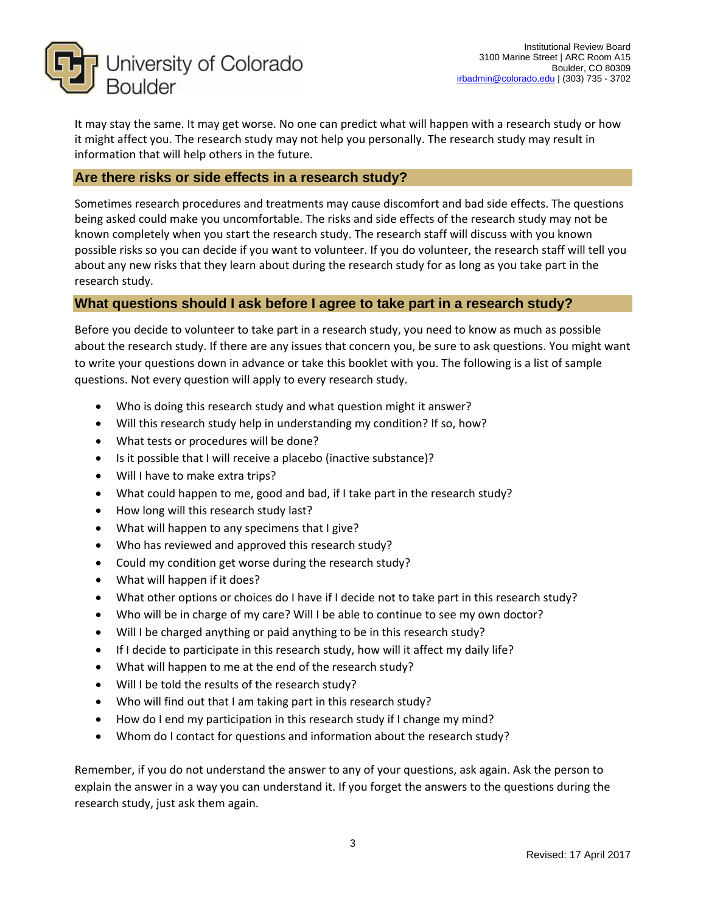It may stay the same. It may get worse. No one can predict what will happen with a research study or how it might affect you. The research study may not help you personally. The research study may result in information that will help others in the future.

## Are there risks or side effects in a research study?

Sometimes research procedures and treatments may cause discomfort and bad side effects. The questions being asked could make you uncomfortable. The risks and side effects of the research study may not be known completely when you start the research study. The research staff will discuss with you known possible risks so you can decide if you want to volunteer. If you do volunteer, the research staff will tell you about any new risks that they learn about during the research study for as long as you take part in the research study.

## What questions should I ask before I agree to take part in a research study?

Before you decide to volunteer to take part in a research study, you need to know as much as possible about the research study. If there are any issues that concern you, be sure to ask questions. You might want to write your questions down in advance or take this booklet with you. The following is a list of sample questions. Not every question will apply to every research study.

- Who is doing this research study and what question might it answer?
- Will this research study help in understanding my condition? If so, how?
- What tests or procedures will be done?
- Is it possible that I will receive a placebo (inactive substance)?
- Will I have to make extra trips?
- What could happen to me, good and bad, if I take part in the research study?
- How long will this research study last?
- What will happen to any specimens that I give?
- Who has reviewed and approved this research study?
- Could my condition get worse during the research study?
- What will happen if it does?
- What other options or choices do I have if I decide not to take part in this research study?
- Who will be in charge of my care? Will I be able to continue to see my own doctor?
- Will I be charged anything or paid anything to be in this research study?
- If I decide to participate in this research study, how will it affect my daily life?
- What will happen to me at the end of the research study?
- Will I be told the results of the research study?
- Who will find out that I am taking part in this research study?
- How do I end my participation in this research study if I change my mind?
- Whom do I contact for questions and information about the research study?

Remember, if you do not understand the answer to any of your questions, ask again. Ask the person to explain the answer in a way you can understand it. If you forget the answers to the questions during the research study, just ask them again.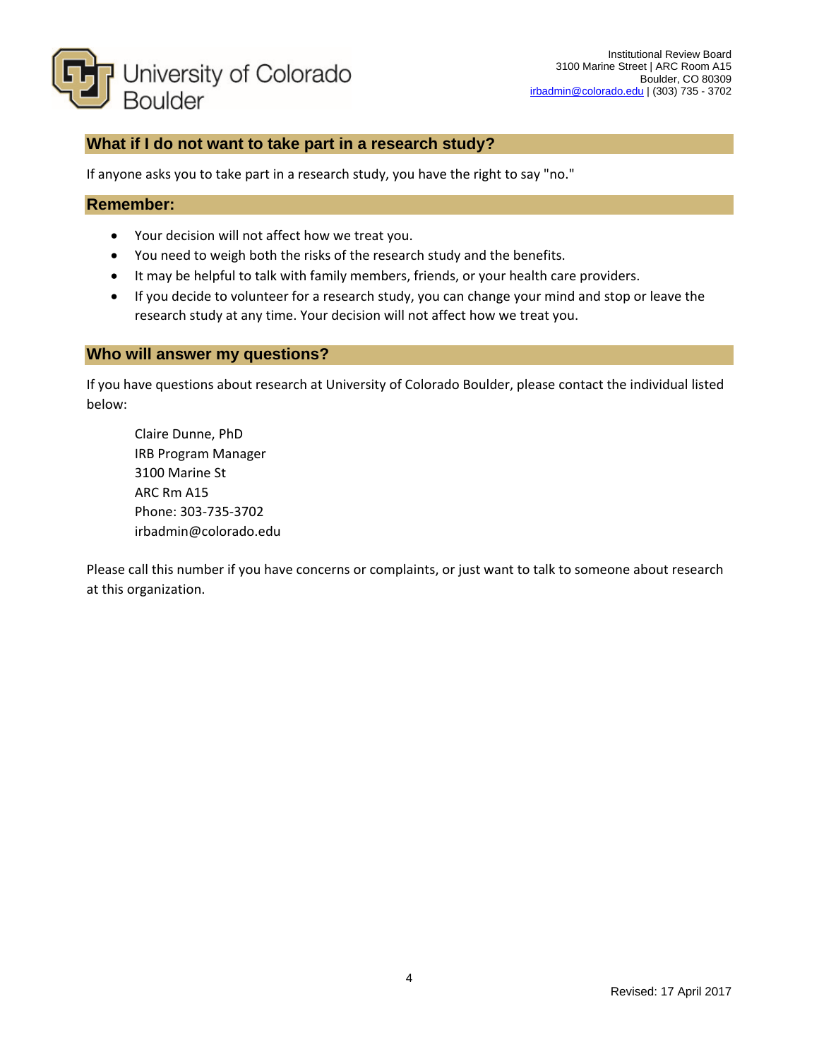## What if I do not want to take part in a research study?

If anyone asks you to take part in a research study, you have the right to say "no."

## Remember:

- Your decision will not affect how we treat you.
- You need to weigh both the risks of the research study and the benefits.
- It may be helpful to talk with family members, friends, or your health care providers.
- If you decide to volunteer for a research study, you can change your mind and stop or leave the research study at any time. Your decision will not affect how we treat you.

## Who will answer my questions?

If you have questions about research at University of Colorado Boulder, please contact the individual listed below:

Claire Dunne, PhD
IRB Program Manager
3100 Marine St
ARC Rm A15
Phone: 303-735-3702
irbadmin@colorado.edu

Please call this number if you have concerns or complaints, or just want to talk to someone about research at this organization.